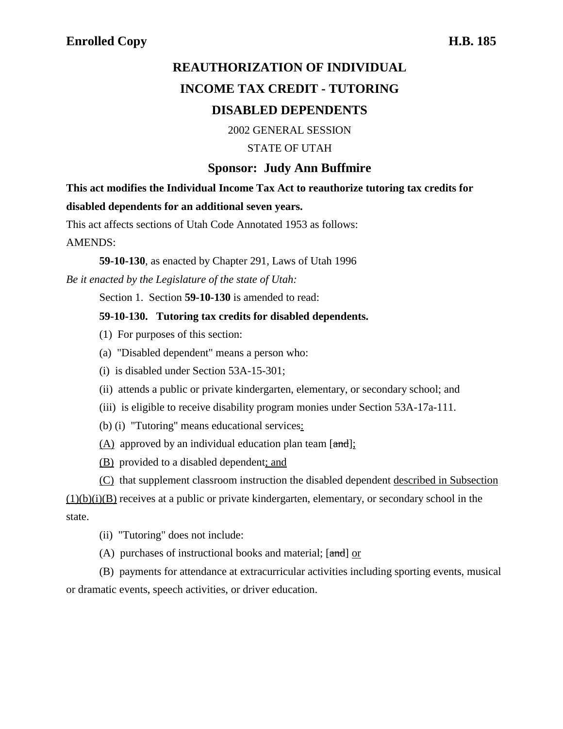**Enrolled Copy** **H.B. 185**

# REAUTHORIZATION OF INDIVIDUAL INCOME TAX CREDIT - TUTORING DISABLED DEPENDENTS

2002 GENERAL SESSION

STATE OF UTAH

**Sponsor: Judy Ann Buffmire**

**This act modifies the Individual Income Tax Act to reauthorize tutoring tax credits for disabled dependents for an additional seven years.**

This act affects sections of Utah Code Annotated 1953 as follows:

AMENDS:

**59-10-130**, as enacted by Chapter 291, Laws of Utah 1996

*Be it enacted by the Legislature of the state of Utah:*

Section 1. Section **59-10-130** is amended to read:

**59-10-130. Tutoring tax credits for disabled dependents.**

(1) For purposes of this section:

(a) "Disabled dependent" means a person who:

(i) is disabled under Section 53A-15-301;

(ii) attends a public or private kindergarten, elementary, or secondary school; and

(iii) is eligible to receive disability program monies under Section 53A-17a-111.

(b) (i) "Tutoring" means educational services<u>:</u>

<u>(A)</u> approved by an individual education plan team [~~and~~]<u>;</u>

<u>(B)</u> provided to a disabled dependent<u>; and</u>

<u>(C)</u> that supplement classroom instruction the disabled dependent <u>described in Subsection (1)(b)(i)(B)</u> receives at a public or private kindergarten, elementary, or secondary school in the state.

(ii) "Tutoring" does not include:

(A) purchases of instructional books and material; [~~and~~] <u>or</u>

(B) payments for attendance at extracurricular activities including sporting events, musical or dramatic events, speech activities, or driver education.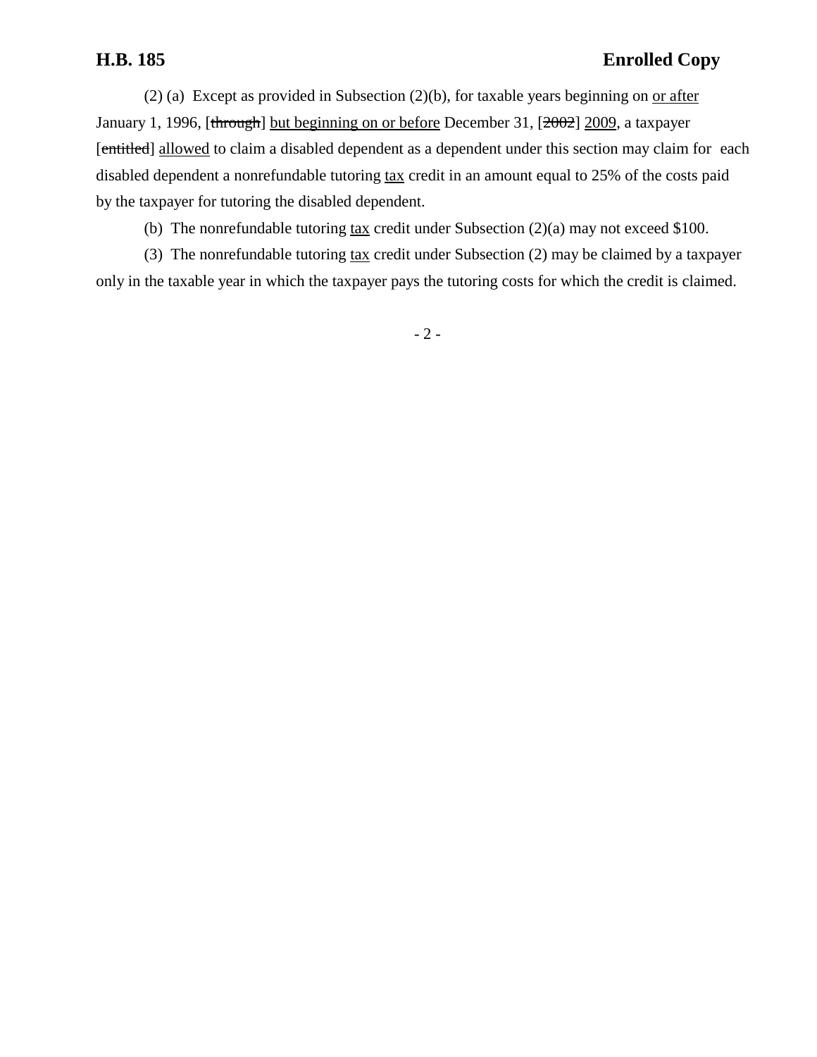(2) (a) Except as provided in Subsection (2)(b), for taxable years beginning on <u>or after</u> January 1, 1996, [~~through~~] <u>but beginning on or before</u> December 31, [~~2002~~] <u>2009</u>, a taxpayer [~~entitled~~] <u>allowed</u> to claim a disabled dependent as a dependent under this section may claim for each disabled dependent a nonrefundable tutoring <u>tax</u> credit in an amount equal to 25% of the costs paid by the taxpayer for tutoring the disabled dependent.

(b) The nonrefundable tutoring <u>tax</u> credit under Subsection (2)(a) may not exceed $100.

(3) The nonrefundable tutoring <u>tax</u> credit under Subsection (2) may be claimed by a taxpayer only in the taxable year in which the taxpayer pays the tutoring costs for which the credit is claimed.